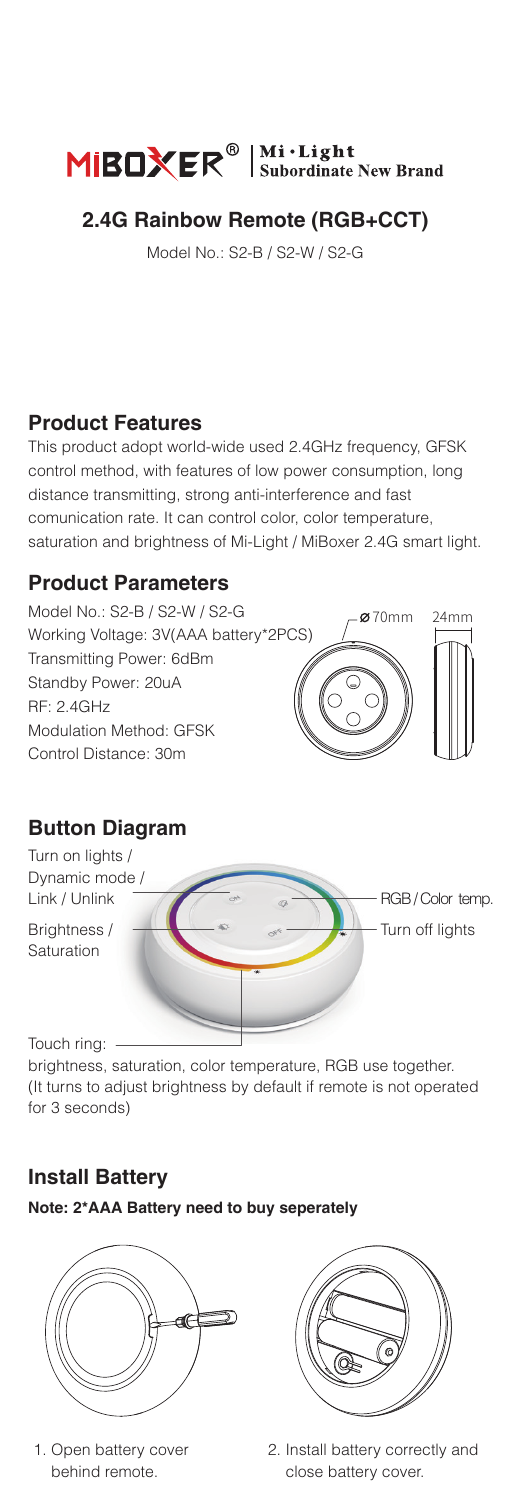# MiBOXER® | Mi·Light Subordinate New Brand

## 2.4G Rainbow Remote (RGB+CCT)

Model No.: S2-B / S2-W / S2-G

### Product Features

This product adopt world-wide used 2.4GHz frequency, GFSK control method, with features of low power consumption, long distance transmitting, strong anti-interference and fast comunication rate. It can control color, color temperature, saturation and brightness of Mi-Light / MiBoxer 2.4G smart light.

### Product Parameters

Model No.: S2-B / S2-W / S2-G
Working Voltage: 3V(AAA battery*2PCS)
Transmitting Power: 6dBm
Standby Power: 20uA
RF: 2.4GHz
Modulation Method: GFSK
Control Distance: 30m

Ø70mm
24mm

### Button Diagram

Turn on lights / Dynamic mode / Link / Unlink

RGB / Color temp.

Brightness / Saturation

Turn off lights

Touch ring: brightness, saturation, color temperature, RGB use together. (It turns to adjust brightness by default if remote is not operated for 3 seconds)

### Install Battery

**Note: 2*AAA Battery need to buy seperately**

1. Open battery cover behind remote.
2. Install battery correctly and close battery cover.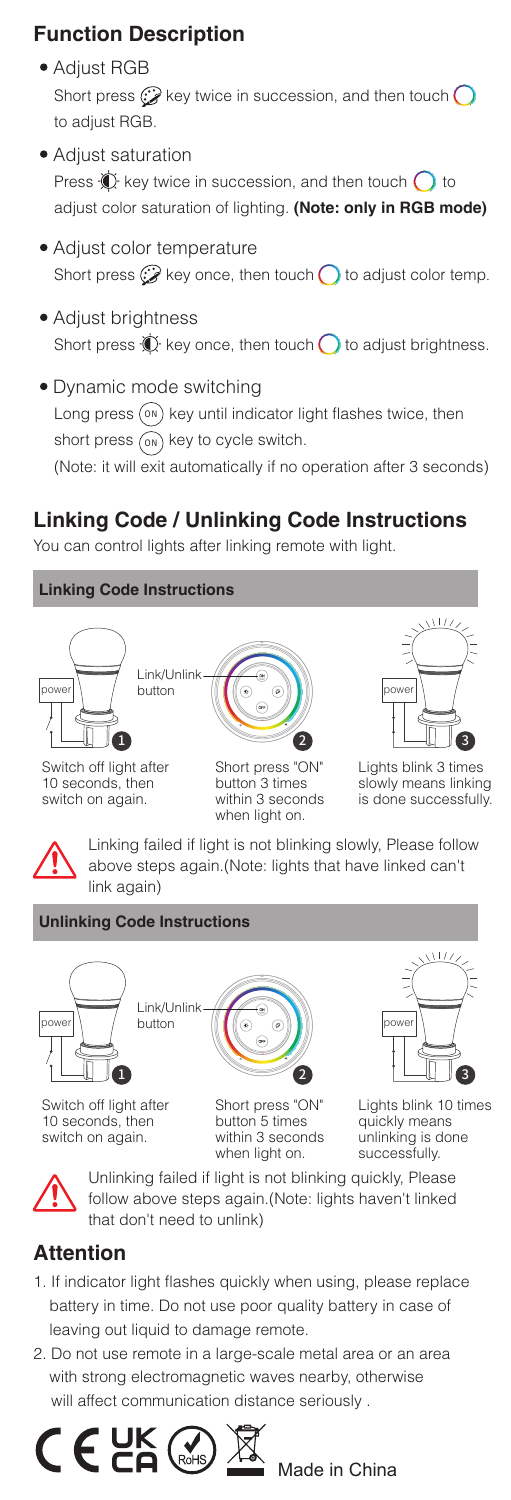## Function Description

- Adjust RGB
  Short press key twice in succession, and then touch to adjust RGB.
- Adjust saturation
  Press key twice in succession, and then touch to adjust color saturation of lighting. **(Note: only in RGB mode)**
- Adjust color temperature
  Short press key once, then touch to adjust color temp.
- Adjust brightness
  Short press key once, then touch to adjust brightness.
- Dynamic mode switching
  Long press (ON) key until indicator light flashes twice, then short press (ON) key to cycle switch.
  (Note: it will exit automatically if no operation after 3 seconds)

## Linking Code / Unlinking Code Instructions

You can control lights after linking remote with light.

### Linking Code Instructions

power

Link/Unlink button

1 Switch off light after 10 seconds, then switch on again.

2 Short press "ON" button 3 times within 3 seconds when light on.

3 Lights blink 3 times slowly means linking is done successfully.

Linking failed if light is not blinking slowly, Please follow above steps again.(Note: lights that have linked can't link again)

### Unlinking Code Instructions

power

Link/Unlink button

1 Switch off light after 10 seconds, then switch on again.

2 Short press "ON" button 5 times within 3 seconds when light on.

3 Lights blink 10 times quickly means unlinking is done successfully.

Unlinking failed if light is not blinking quickly, Please follow above steps again.(Note: lights haven't linked that don't need to unlink)

## Attention

1. If indicator light flashes quickly when using, please replace battery in time. Do not use poor quality battery in case of leaving out liquid to damage remote.
2. Do not use remote in a large-scale metal area or an area with strong electromagnetic waves nearby, otherwise will affect communication distance seriously .

CE UK CA RoHS

Made in China